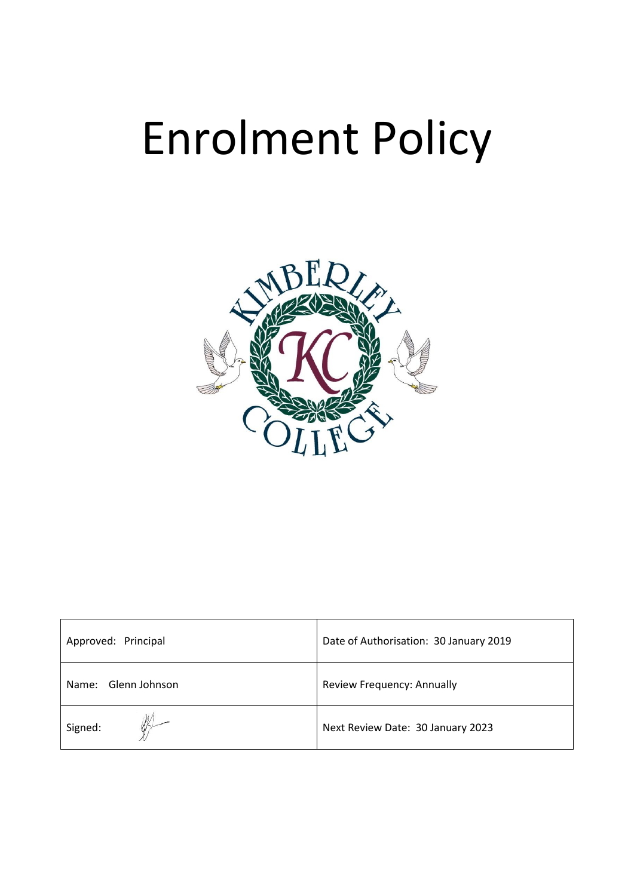# Enrolment Policy

| Approved: Principal | Date of Authorisation: 30 January 2019 |
| --- | --- |
| Name: Glenn Johnson | Review Frequency: Annually |
| Signed: | Next Review Date: 30 January 2023 |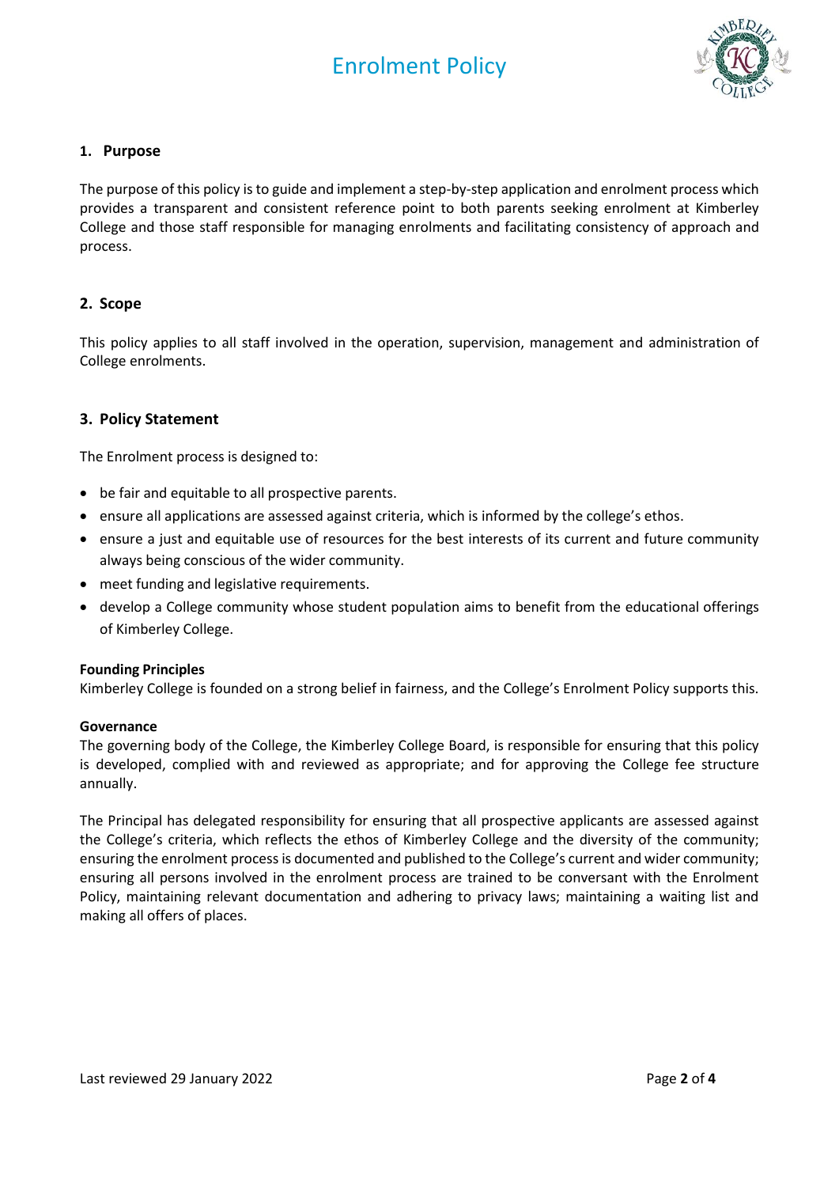## 1. Purpose

The purpose of this policy is to guide and implement a step-by-step application and enrolment process which provides a transparent and consistent reference point to both parents seeking enrolment at Kimberley College and those staff responsible for managing enrolments and facilitating consistency of approach and process.

## 2. Scope

This policy applies to all staff involved in the operation, supervision, management and administration of College enrolments.

## 3. Policy Statement

The Enrolment process is designed to:

- be fair and equitable to all prospective parents.
- ensure all applications are assessed against criteria, which is informed by the college's ethos.
- ensure a just and equitable use of resources for the best interests of its current and future community always being conscious of the wider community.
- meet funding and legislative requirements.
- develop a College community whose student population aims to benefit from the educational offerings of Kimberley College.

**Founding Principles**
Kimberley College is founded on a strong belief in fairness, and the College's Enrolment Policy supports this.

**Governance**
The governing body of the College, the Kimberley College Board, is responsible for ensuring that this policy is developed, complied with and reviewed as appropriate; and for approving the College fee structure annually.

The Principal has delegated responsibility for ensuring that all prospective applicants are assessed against the College's criteria, which reflects the ethos of Kimberley College and the diversity of the community; ensuring the enrolment process is documented and published to the College's current and wider community; ensuring all persons involved in the enrolment process are trained to be conversant with the Enrolment Policy, maintaining relevant documentation and adhering to privacy laws; maintaining a waiting list and making all offers of places.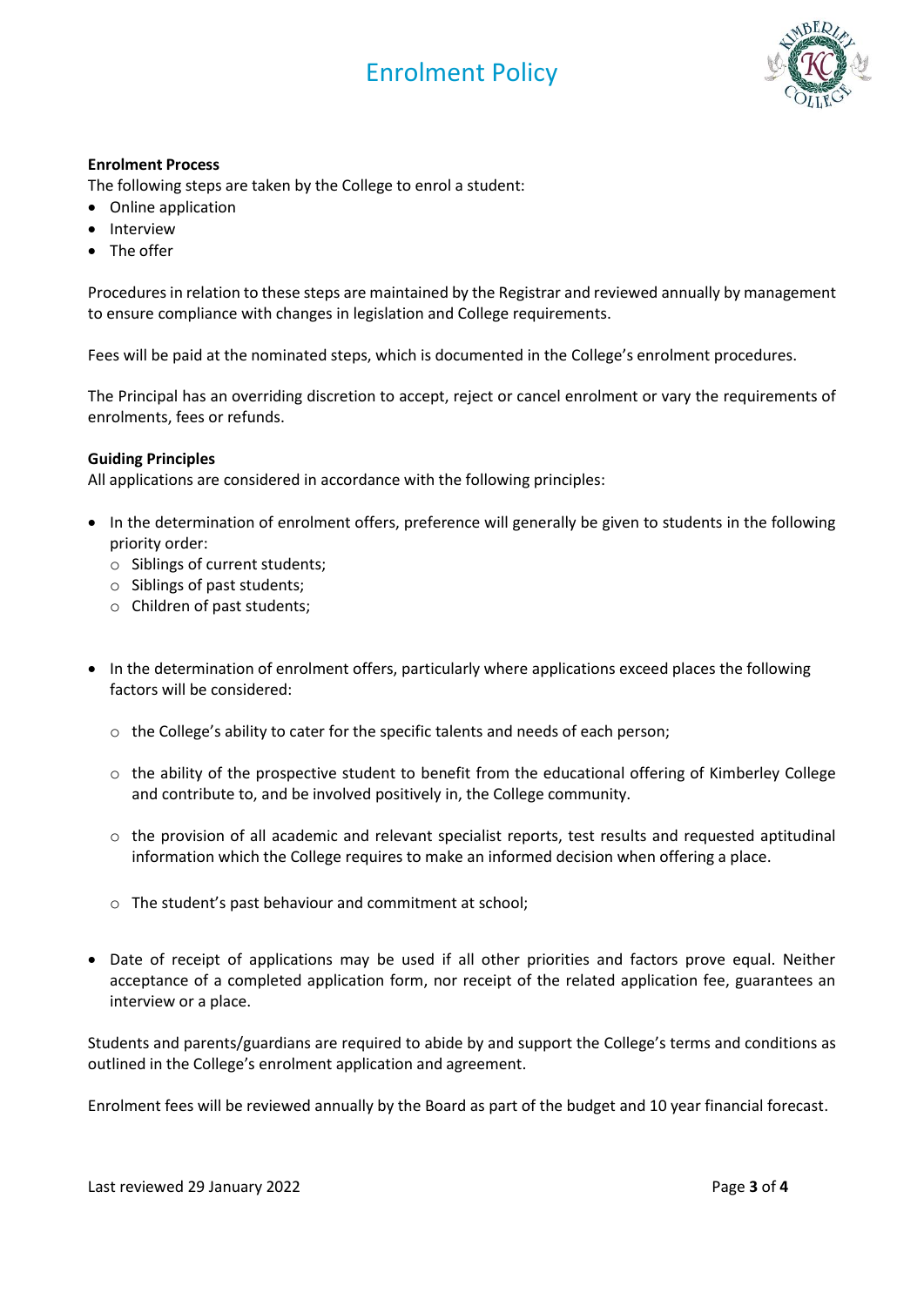**Enrolment Process**

The following steps are taken by the College to enrol a student:

- Online application
- Interview
- The offer

Procedures in relation to these steps are maintained by the Registrar and reviewed annually by management to ensure compliance with changes in legislation and College requirements.

Fees will be paid at the nominated steps, which is documented in the College's enrolment procedures.

The Principal has an overriding discretion to accept, reject or cancel enrolment or vary the requirements of enrolments, fees or refunds.

**Guiding Principles**

All applications are considered in accordance with the following principles:

- In the determination of enrolment offers, preference will generally be given to students in the following priority order:
  - Siblings of current students;
  - Siblings of past students;
  - Children of past students;

- In the determination of enrolment offers, particularly where applications exceed places the following factors will be considered:
  - the College's ability to cater for the specific talents and needs of each person;
  - the ability of the prospective student to benefit from the educational offering of Kimberley College and contribute to, and be involved positively in, the College community.
  - the provision of all academic and relevant specialist reports, test results and requested aptitudinal information which the College requires to make an informed decision when offering a place.
  - The student's past behaviour and commitment at school;

- Date of receipt of applications may be used if all other priorities and factors prove equal. Neither acceptance of a completed application form, nor receipt of the related application fee, guarantees an interview or a place.

Students and parents/guardians are required to abide by and support the College's terms and conditions as outlined in the College's enrolment application and agreement.

Enrolment fees will be reviewed annually by the Board as part of the budget and 10 year financial forecast.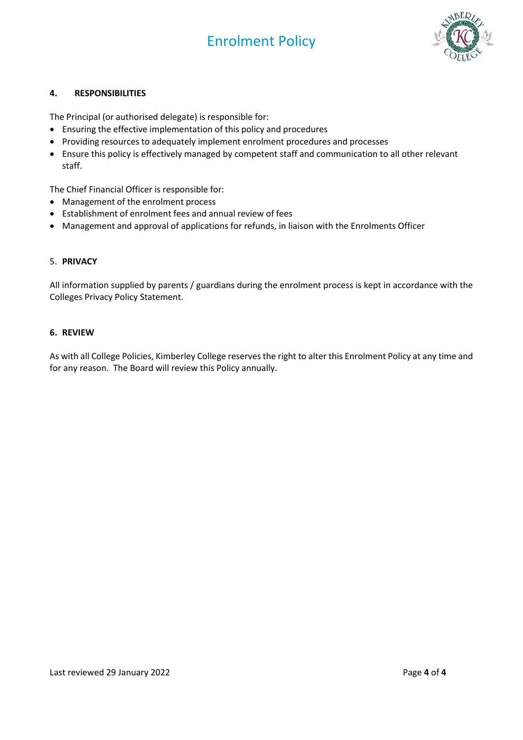## 4. RESPONSIBILITIES

The Principal (or authorised delegate) is responsible for:

- Ensuring the effective implementation of this policy and procedures
- Providing resources to adequately implement enrolment procedures and processes
- Ensure this policy is effectively managed by competent staff and communication to all other relevant staff.

The Chief Financial Officer is responsible for:

- Management of the enrolment process
- Establishment of enrolment fees and annual review of fees
- Management and approval of applications for refunds, in liaison with the Enrolments Officer

## 5. PRIVACY

All information supplied by parents / guardians during the enrolment process is kept in accordance with the Colleges Privacy Policy Statement.

## 6. REVIEW

As with all College Policies, Kimberley College reserves the right to alter this Enrolment Policy at any time and for any reason. The Board will review this Policy annually.

Last reviewed 29 January 2022